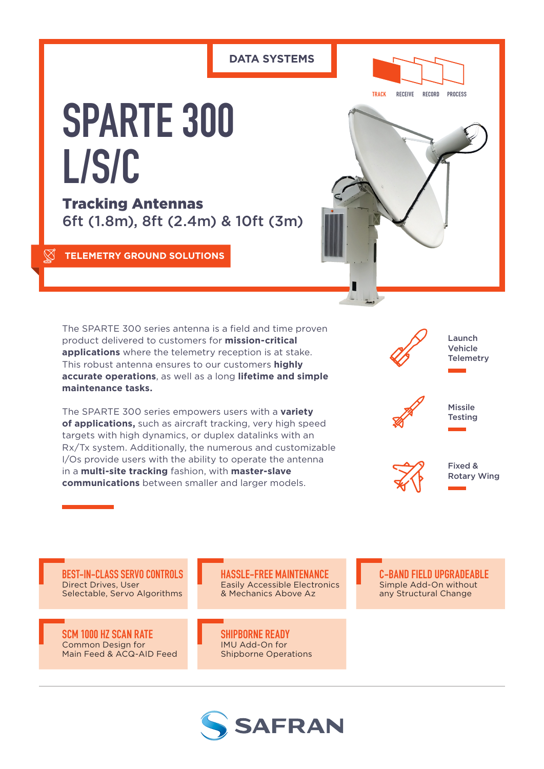DATA SYSTEMS

TRACK RECEIVE RECORD PROCESS

# SPARTE 300 L/S/C

## Tracking Antennas

6ft (1.8m), 8ft (2.4m) & 10ft (3m)

TELEMETRY GROUND SOLUTIONS

The SPARTE 300 series antenna is a field and time proven product delivered to customers for **mission-critical applications** where the telemetry reception is at stake. This robust antenna ensures to our customers **highly accurate operations**, as well as a long **lifetime and simple maintenance tasks.**

The SPARTE 300 series empowers users with a **variety of applications,** such as aircraft tracking, very high speed targets with high dynamics, or duplex datalinks with an Rx/Tx system. Additionally, the numerous and customizable I/Os provide users with the ability to operate the antenna in a **multi-site tracking** fashion, with **master-slave communications** between smaller and larger models.

- Launch Vehicle Telemetry
- Missile Testing
- Fixed & Rotary Wing

**BEST-IN-CLASS SERVO CONTROLS**
Direct Drives, User Selectable, Servo Algorithms

**HASSLE-FREE MAINTENANCE**
Easily Accessible Electronics & Mechanics Above Az

**C-BAND FIELD UPGRADEABLE**
Simple Add-On without any Structural Change

**SCM 1000 HZ SCAN RATE**
Common Design for Main Feed & ACQ-AID Feed

**SHIPBORNE READY**
IMU Add-On for Shipborne Operations

SAFRAN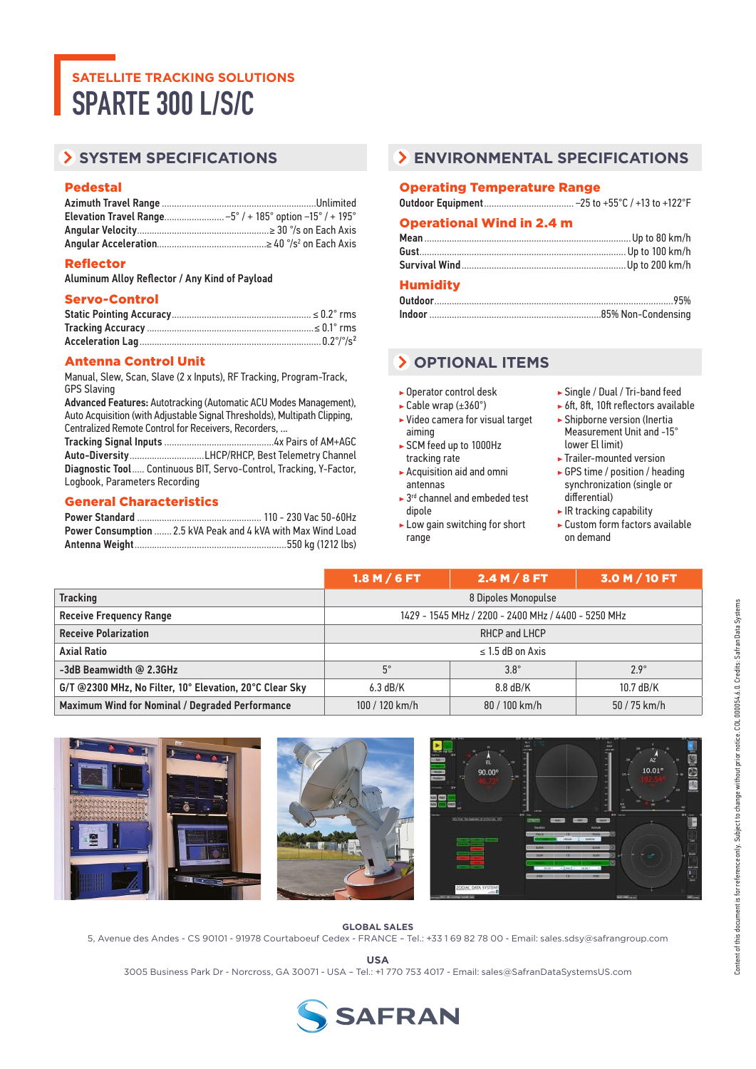## SATELLITE TRACKING SOLUTIONS

# SPARTE 300 L/S/C

## SYSTEM SPECIFICATIONS

### Pedestal

**Azimuth Travel Range** ............ Unlimited
**Elevation Travel Range** ............ –5° / + 185° option –15° / + 195°
**Angular Velocity** ............ ≥ 30 °/s on Each Axis
**Angular Acceleration** ............ ≥ 40 °/s² on Each Axis

### Reflector

Aluminum Alloy Reflector / Any Kind of Payload

### Servo-Control

**Static Pointing Accuracy** ............ ≤ 0.2° rms
**Tracking Accuracy** ............ ≤ 0.1° rms
**Acceleration Lag** ............ 0.2°/°/s²

### Antenna Control Unit

Manual, Slew, Scan, Slave (2 x Inputs), RF Tracking, Program-Track, GPS Slaving

**Advanced Features:** Autotracking (Automatic ACU Modes Management), Auto Acquisition (with Adjustable Signal Thresholds), Multipath Clipping, Centralized Remote Control for Receivers, Recorders, ...

**Tracking Signal Inputs** ............ 4x Pairs of AM+AGC
**Auto-Diversity** ............ LHCP/RHCP, Best Telemetry Channel
**Diagnostic Tool** ..... Continuous BIT, Servo-Control, Tracking, Y-Factor, Logbook, Parameters Recording

### General Characteristics

**Power Standard** ............ 110 - 230 Vac 50-60Hz
**Power Consumption** ....... 2.5 kVA Peak and 4 kVA with Max Wind Load
**Antenna Weight** ............ 550 kg (1212 lbs)

## ENVIRONMENTAL SPECIFICATIONS

### Operating Temperature Range

**Outdoor Equipment** ............ –25 to +55°C / +13 to +122°F

### Operational Wind in 2.4 m

**Mean** ............ Up to 80 km/h
**Gust** ............ Up to 100 km/h
**Survival Wind** ............ Up to 200 km/h

### Humidity

**Outdoor** ............ 95%
**Indoor** ............ 85% Non-Condensing

## OPTIONAL ITEMS

- Operator control desk
- Cable wrap (±360°)
- Video camera for visual target aiming
- SCM feed up to 1000Hz tracking rate
- Acquisition aid and omni antennas
- 3rd channel and embeded test dipole
- Low gain switching for short range
- Single / Dual / Tri-band feed
- 6ft, 8ft, 10ft reflectors available
- Shipborne version (Inertia Measurement Unit and -15° lower El limit)
- Trailer-mounted version
- GPS time / position / heading synchronization (single or differential)
- IR tracking capability
- Custom form factors available on demand

| | 1.8 M / 6 FT | 2.4 M / 8 FT | 3.0 M / 10 FT |
|---|---|---|---|
| Tracking | 8 Dipoles Monopulse | | |
| Receive Frequency Range | 1429 - 1545 MHz / 2200 - 2400 MHz / 4400 - 5250 MHz | | |
| Receive Polarization | RHCP and LHCP | | |
| Axial Ratio | ≤ 1.5 dB on Axis | | |
| -3dB Beamwidth @ 2.3GHz | 5° | 3.8° | 2.9° |
| G/T @2300 MHz, No Filter, 10° Elevation, 20°C Clear Sky | 6.3 dB/K | 8.8 dB/K | 10.7 dB/K |
| Maximum Wind for Nominal / Degraded Performance | 100 / 120 km/h | 80 / 100 km/h | 50 / 75 km/h |

**GLOBAL SALES**
5, Avenue des Andes - CS 90101 - 91978 Courtaboeuf Cedex - FRANCE - Tel.: +33 1 69 82 78 00 - Email: sales.sdsy@safrangroup.com

**USA**
3005 Business Park Dr - Norcross, GA 30071 - USA – Tel.: +1 770 753 4017 - Email: sales@SafranDataSystemsUS.com

SAFRAN

Content of this document is for reference only. Subject to change without prior notice. COL 000054.6.0. Credits: Safran Data Systems